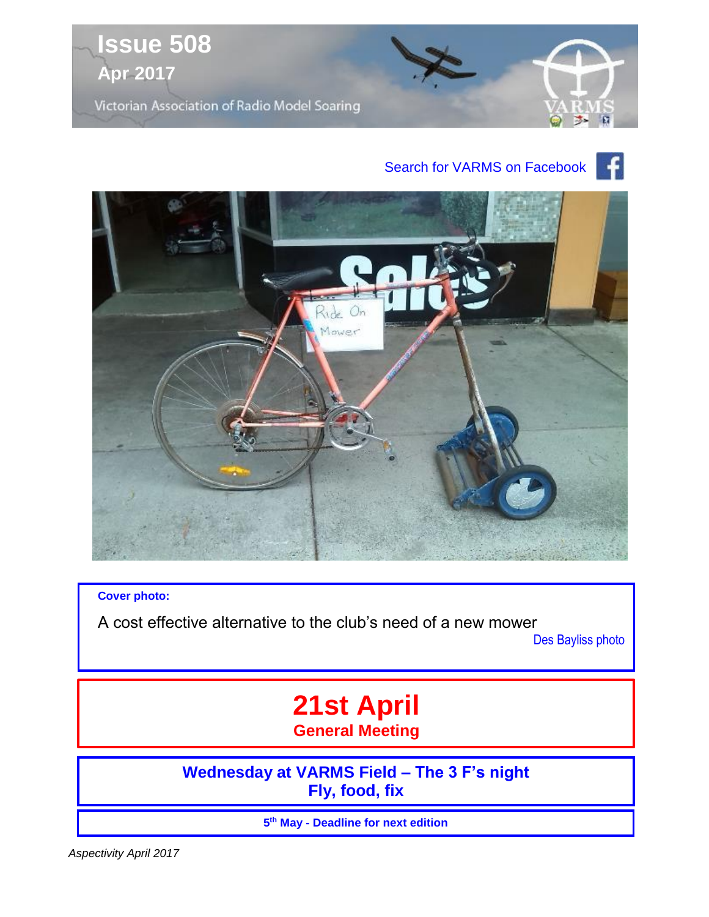# Issue 508

**Apr 2017**

Victorian Association of Radio Model Soaring

Search for VARMS on Facebook

**Cover photo:**

A cost effective alternative to the club's need of a new mower

Des Bayliss photo

## 21st April

**General Meeting**

**Wednesday at VARMS Field – The 3 F's night**
**Fly, food, fix**

**5th May - Deadline for next edition**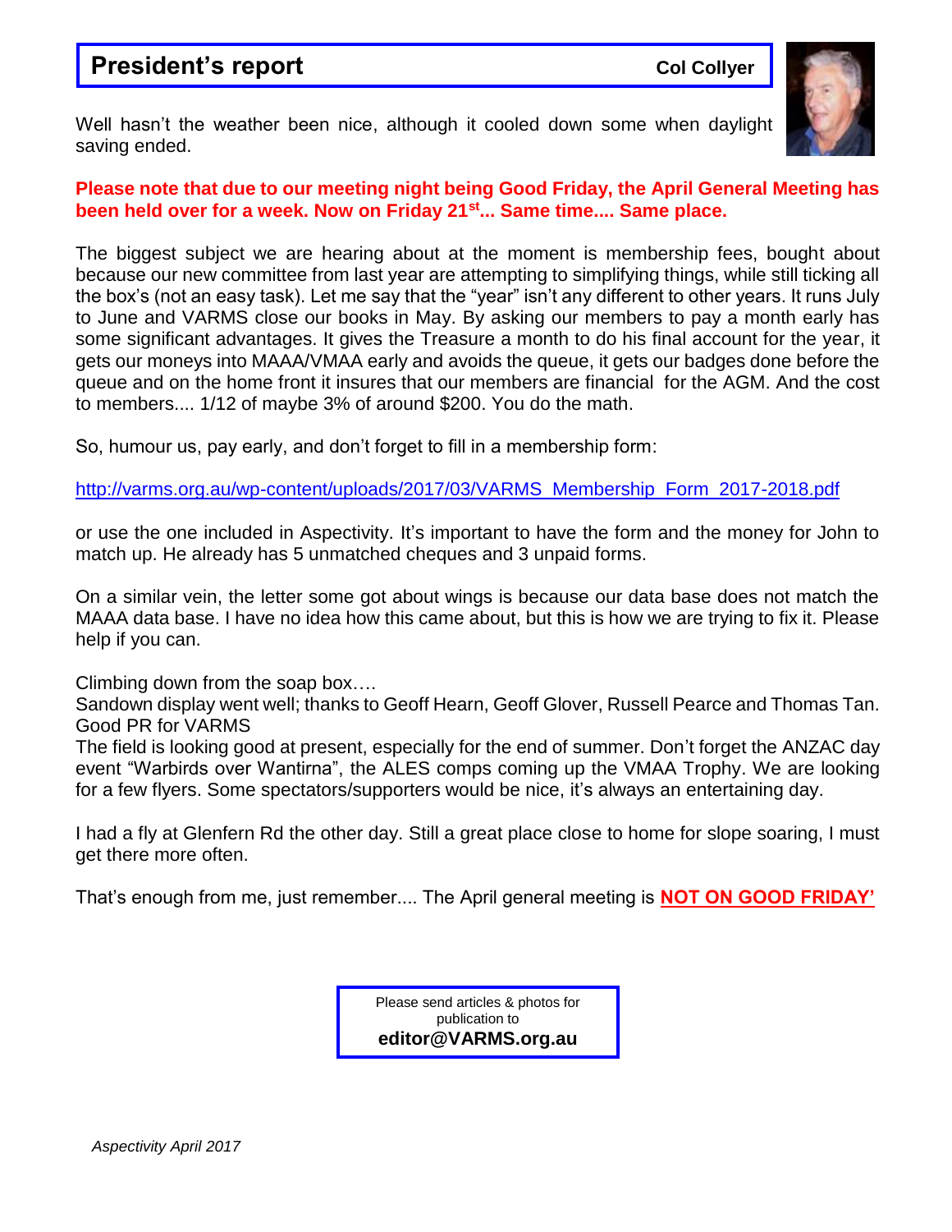## President's report

**Col Collyer**

Well hasn't the weather been nice, although it cooled down some when daylight saving ended.

**Please note that due to our meeting night being Good Friday, the April General Meeting has been held over for a week. Now on Friday 21st... Same time.... Same place.**

The biggest subject we are hearing about at the moment is membership fees, bought about because our new committee from last year are attempting to simplifying things, while still ticking all the box's (not an easy task). Let me say that the "year" isn't any different to other years. It runs July to June and VARMS close our books in May. By asking our members to pay a month early has some significant advantages. It gives the Treasure a month to do his final account for the year, it gets our moneys into MAAA/VMAA early and avoids the queue, it gets our badges done before the queue and on the home front it insures that our members are financial for the AGM. And the cost to members.... 1/12 of maybe 3% of around $200. You do the math.

So, humour us, pay early, and don't forget to fill in a membership form:

http://varms.org.au/wp-content/uploads/2017/03/VARMS_Membership_Form_2017-2018.pdf

or use the one included in Aspectivity. It's important to have the form and the money for John to match up. He already has 5 unmatched cheques and 3 unpaid forms.

On a similar vein, the letter some got about wings is because our data base does not match the MAAA data base. I have no idea how this came about, but this is how we are trying to fix it. Please help if you can.

Climbing down from the soap box….
Sandown display went well; thanks to Geoff Hearn, Geoff Glover, Russell Pearce and Thomas Tan. Good PR for VARMS
The field is looking good at present, especially for the end of summer. Don't forget the ANZAC day event "Warbirds over Wantirna", the ALES comps coming up the VMAA Trophy. We are looking for a few flyers. Some spectators/supporters would be nice, it's always an entertaining day.

I had a fly at Glenfern Rd the other day. Still a great place close to home for slope soaring, I must get there more often.

That's enough from me, just remember.... The April general meeting is **NOT ON GOOD FRIDAY'**

Please send articles & photos for publication to
**editor@VARMS.org.au**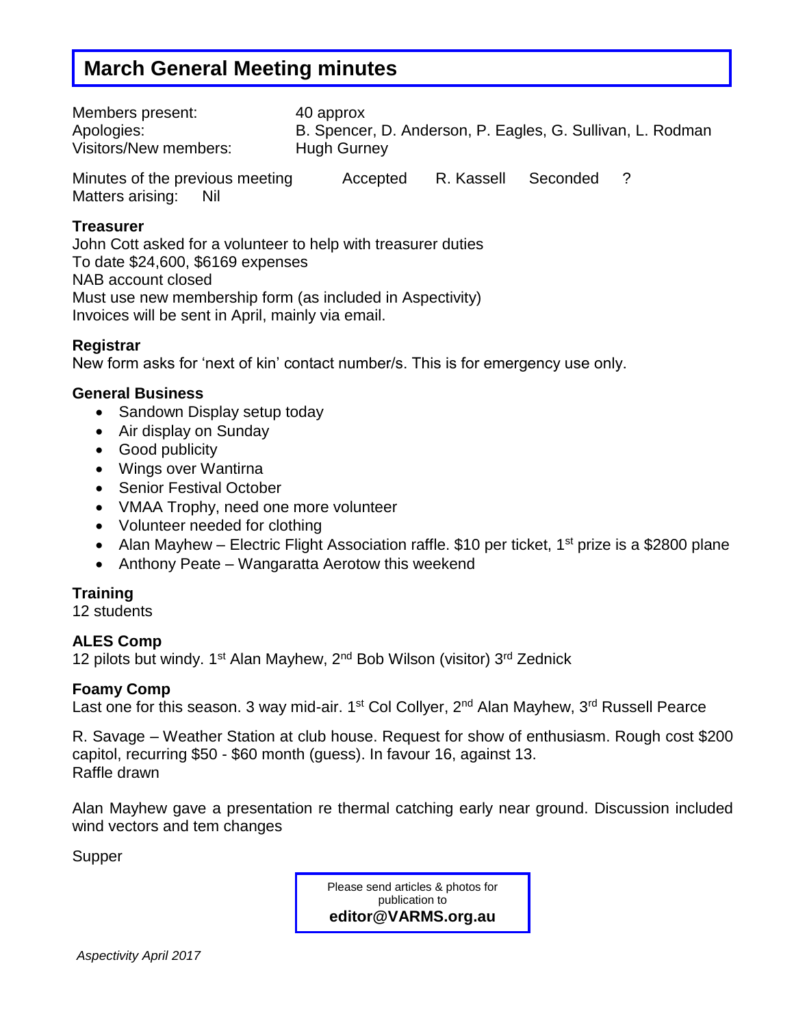# March General Meeting minutes

Members present: 40 approx
Apologies: B. Spencer, D. Anderson, P. Eagles, G. Sullivan, L. Rodman
Visitors/New members: Hugh Gurney

Minutes of the previous meeting Accepted R. Kassell Seconded ?
Matters arising: Nil

**Treasurer**
John Cott asked for a volunteer to help with treasurer duties
To date $24,600, $6169 expenses
NAB account closed
Must use new membership form (as included in Aspectivity)
Invoices will be sent in April, mainly via email.

**Registrar**
New form asks for 'next of kin' contact number/s. This is for emergency use only.

**General Business**

- Sandown Display setup today
- Air display on Sunday
- Good publicity
- Wings over Wantirna
- Senior Festival October
- VMAA Trophy, need one more volunteer
- Volunteer needed for clothing
- Alan Mayhew – Electric Flight Association raffle. $10 per ticket, 1st prize is a $2800 plane
- Anthony Peate – Wangaratta Aerotow this weekend

**Training**
12 students

**ALES Comp**
12 pilots but windy. 1st Alan Mayhew, 2nd Bob Wilson (visitor) 3rd Zednick

**Foamy Comp**
Last one for this season. 3 way mid-air. 1st Col Collyer, 2nd Alan Mayhew, 3rd Russell Pearce

R. Savage – Weather Station at club house. Request for show of enthusiasm. Rough cost $200 capitol, recurring $50 - $60 month (guess). In favour 16, against 13.
Raffle drawn

Alan Mayhew gave a presentation re thermal catching early near ground. Discussion included wind vectors and tem changes

Supper

Please send articles & photos for publication to
**editor@VARMS.org.au**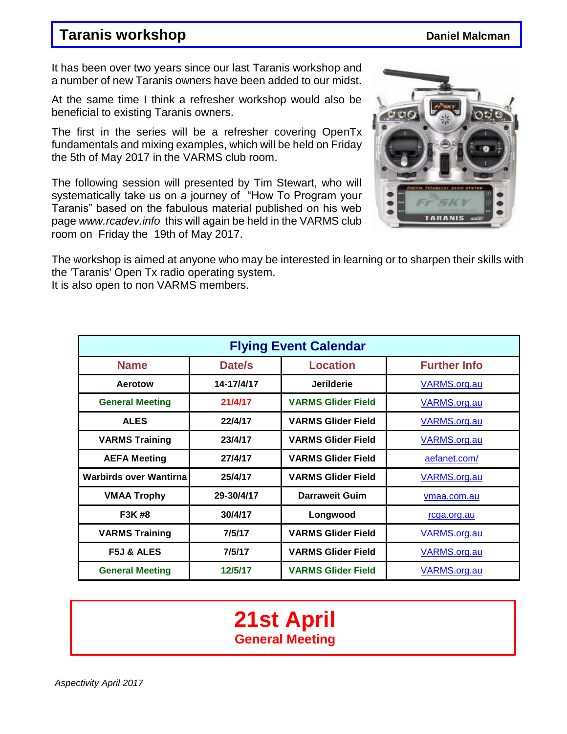## Taranis workshop

**Daniel Malcman**

It has been over two years since our last Taranis workshop and a number of new Taranis owners have been added to our midst.

At the same time I think a refresher workshop would also be beneficial to existing Taranis owners.

The first in the series will be a refresher covering OpenTx fundamentals and mixing examples, which will be held on Friday the 5th of May 2017 in the VARMS club room.

The following session will presented by Tim Stewart, who will systematically take us on a journey of "How To Program your Taranis" based on the fabulous material published on his web page *www.rcadev.info* this will again be held in the VARMS club room on Friday the 19th of May 2017.

The workshop is aimed at anyone who may be interested in learning or to sharpen their skills with the 'Taranis' Open Tx radio operating system.
It is also open to non VARMS members.

| Flying Event Calendar | | | |
|---|---|---|---|
| **Name** | **Date/s** | **Location** | **Further Info** |
| **Aerotow** | **14-17/4/17** | **Jerilderie** | VARMS.org.au |
| **General Meeting** | **21/4/17** | **VARMS Glider Field** | VARMS.org.au |
| **ALES** | **22/4/17** | **VARMS Glider Field** | VARMS.org.au |
| **VARMS Training** | **23/4/17** | **VARMS Glider Field** | VARMS.org.au |
| **AEFA Meeting** | **27/4/17** | **VARMS Glider Field** | aefanet.com/ |
| **Warbirds over Wantirna** | **25/4/17** | **VARMS Glider Field** | VARMS.org.au |
| **VMAA Trophy** | **29-30/4/17** | **Darraweit Guim** | vmaa.com.au |
| **F3K #8** | **30/4/17** | **Longwood** | rcga.org.au |
| **VARMS Training** | **7/5/17** | **VARMS Glider Field** | VARMS.org.au |
| **F5J & ALES** | **7/5/17** | **VARMS Glider Field** | VARMS.org.au |
| **General Meeting** | **12/5/17** | **VARMS Glider Field** | VARMS.org.au |

**21st April**
**General Meeting**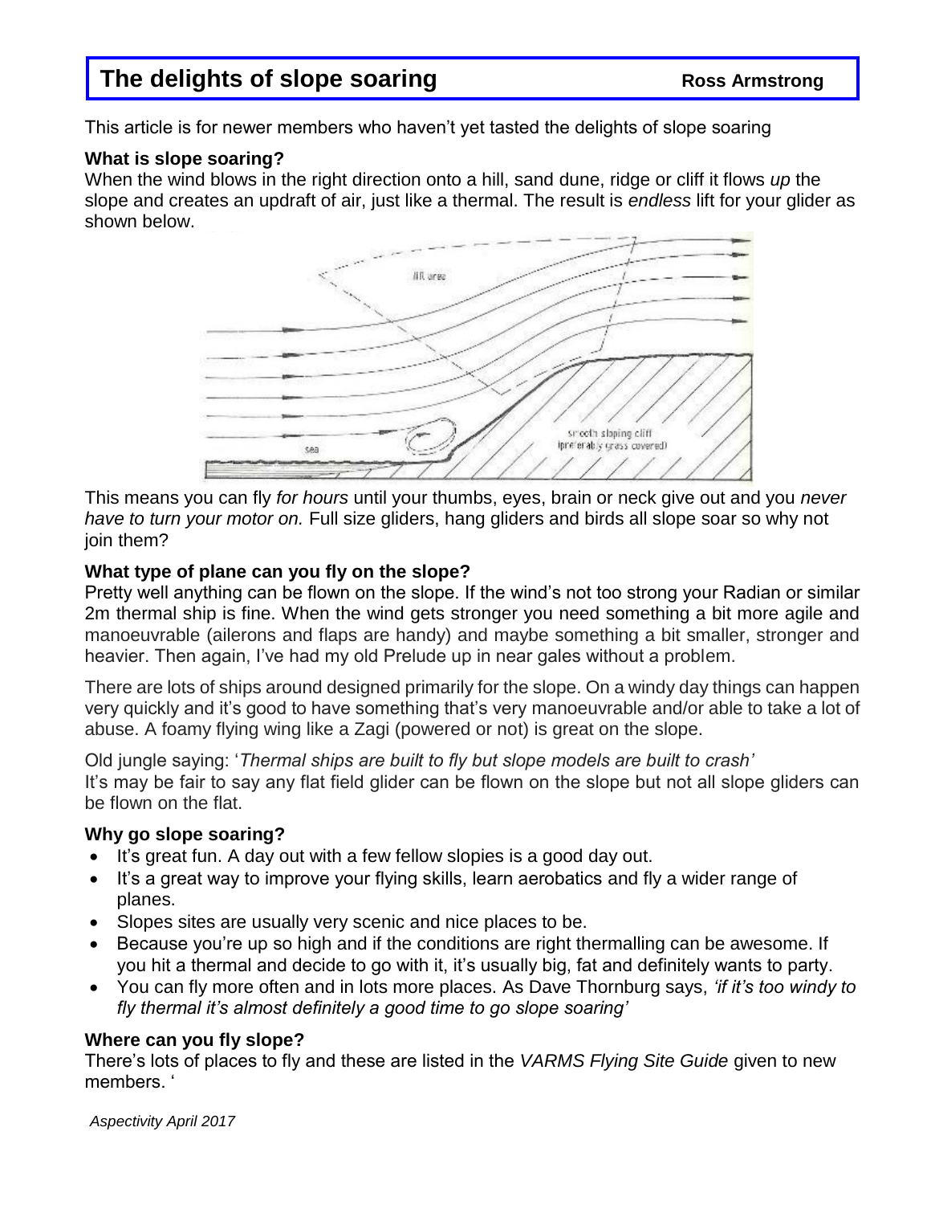# The delights of slope soaring

**Ross Armstrong**

This article is for newer members who haven't yet tasted the delights of slope soaring

### What is slope soaring?

When the wind blows in the right direction onto a hill, sand dune, ridge or cliff it flows *up* the slope and creates an updraft of air, just like a thermal. The result is *endless* lift for your glider as shown below.

This means you can fly *for hours* until your thumbs, eyes, brain or neck give out and you *never have to turn your motor on.* Full size gliders, hang gliders and birds all slope soar so why not join them?

### What type of plane can you fly on the slope?

Pretty well anything can be flown on the slope. If the wind's not too strong your Radian or similar 2m thermal ship is fine. When the wind gets stronger you need something a bit more agile and manoeuvrable (ailerons and flaps are handy) and maybe something a bit smaller, stronger and heavier. Then again, I've had my old Prelude up in near gales without a problem.

There are lots of ships around designed primarily for the slope. On a windy day things can happen very quickly and it's good to have something that's very manoeuvrable and/or able to take a lot of abuse. A foamy flying wing like a Zagi (powered or not) is great on the slope.

Old jungle saying: '*Thermal ships are built to fly but slope models are built to crash'*
It's may be fair to say any flat field glider can be flown on the slope but not all slope gliders can be flown on the flat.

### Why go slope soaring?

- It's great fun. A day out with a few fellow slopies is a good day out.
- It's a great way to improve your flying skills, learn aerobatics and fly a wider range of planes.
- Slopes sites are usually very scenic and nice places to be.
- Because you're up so high and if the conditions are right thermalling can be awesome. If you hit a thermal and decide to go with it, it's usually big, fat and definitely wants to party.
- You can fly more often and in lots more places. As Dave Thornburg says, *'if it's too windy to fly thermal it's almost definitely a good time to go slope soaring'*

### Where can you fly slope?

There's lots of places to fly and these are listed in the *VARMS Flying Site Guide* given to new members. '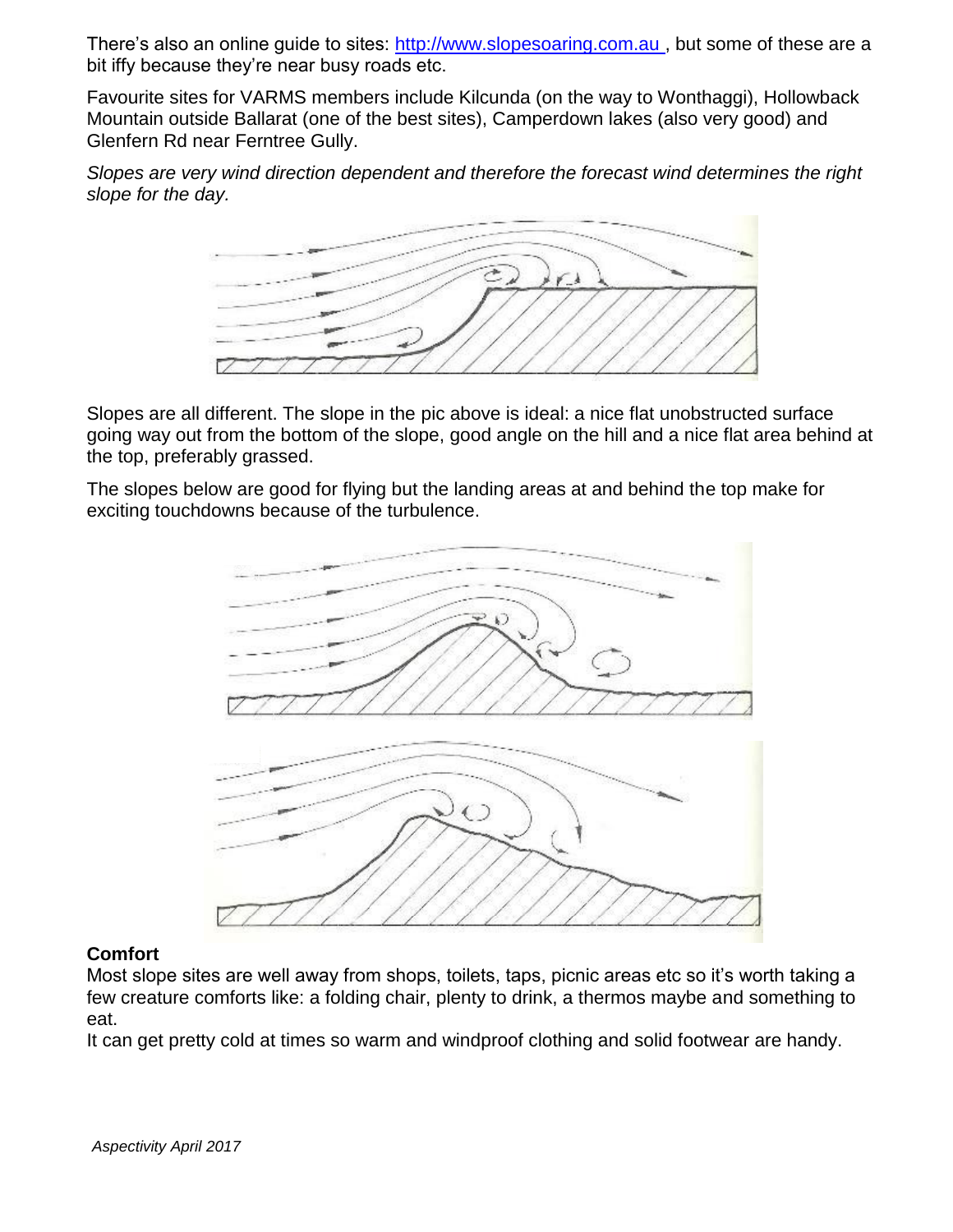There's also an online guide to sites: [http://www.slopesoaring.com.au](http://www.slopesoaring.com.au) , but some of these are a bit iffy because they're near busy roads etc.

Favourite sites for VARMS members include Kilcunda (on the way to Wonthaggi), Hollowback Mountain outside Ballarat (one of the best sites), Camperdown lakes (also very good) and Glenfern Rd near Ferntree Gully.

*Slopes are very wind direction dependent and therefore the forecast wind determines the right slope for the day.*

Slopes are all different. The slope in the pic above is ideal: a nice flat unobstructed surface going way out from the bottom of the slope, good angle on the hill and a nice flat area behind at the top, preferably grassed.

The slopes below are good for flying but the landing areas at and behind the top make for exciting touchdowns because of the turbulence.

**Comfort**

Most slope sites are well away from shops, toilets, taps, picnic areas etc so it's worth taking a few creature comforts like: a folding chair, plenty to drink, a thermos maybe and something to eat.

It can get pretty cold at times so warm and windproof clothing and solid footwear are handy.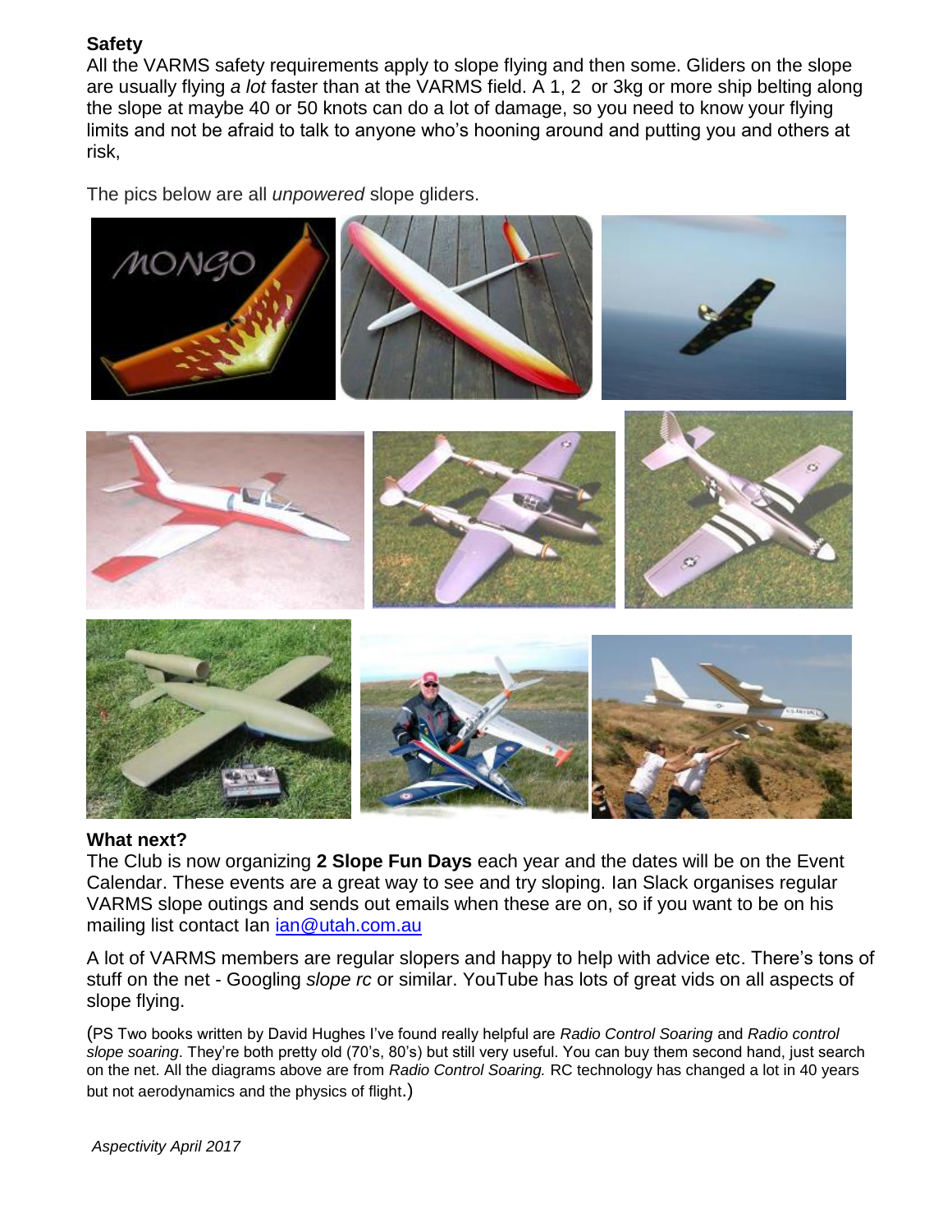**Safety**

All the VARMS safety requirements apply to slope flying and then some. Gliders on the slope are usually flying *a lot* faster than at the VARMS field. A 1, 2 or 3kg or more ship belting along the slope at maybe 40 or 50 knots can do a lot of damage, so you need to know your flying limits and not be afraid to talk to anyone who's hooning around and putting you and others at risk,

The pics below are all *unpowered* slope gliders.

**What next?**

The Club is now organizing **2 Slope Fun Days** each year and the dates will be on the Event Calendar. These events are a great way to see and try sloping. Ian Slack organises regular VARMS slope outings and sends out emails when these are on, so if you want to be on his mailing list contact Ian [ian@utah.com.au](mailto:ian@utah.com.au)

A lot of VARMS members are regular slopers and happy to help with advice etc. There's tons of stuff on the net - Googling *slope rc* or similar. YouTube has lots of great vids on all aspects of slope flying.

(PS Two books written by David Hughes I've found really helpful are *Radio Control Soaring* and *Radio control slope soaring*. They're both pretty old (70's, 80's) but still very useful. You can buy them second hand, just search on the net. All the diagrams above are from *Radio Control Soaring.* RC technology has changed a lot in 40 years but not aerodynamics and the physics of flight.)

*Aspectivity April 2017*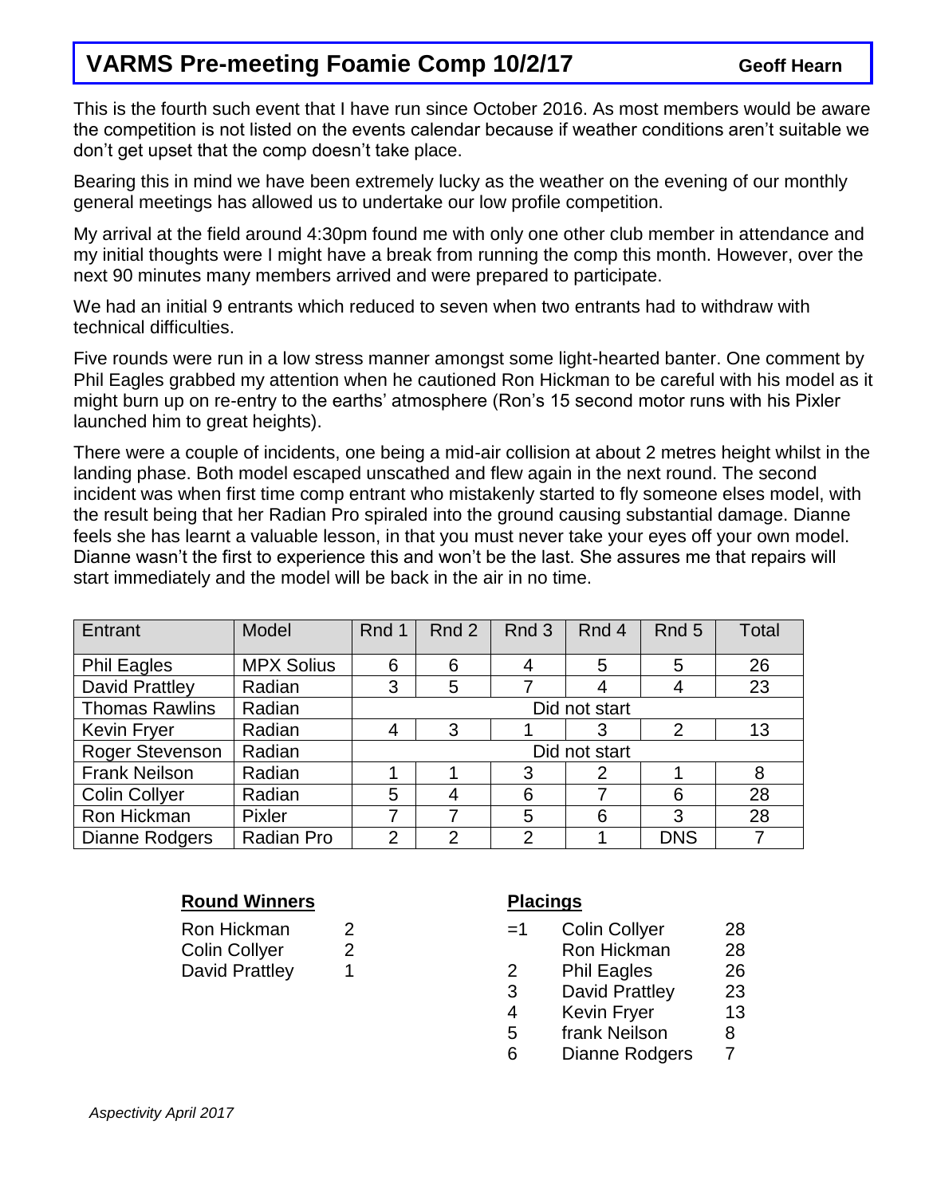# VARMS Pre-meeting Foamie Comp 10/2/17

**Geoff Hearn**

This is the fourth such event that I have run since October 2016. As most members would be aware the competition is not listed on the events calendar because if weather conditions aren't suitable we don't get upset that the comp doesn't take place.

Bearing this in mind we have been extremely lucky as the weather on the evening of our monthly general meetings has allowed us to undertake our low profile competition.

My arrival at the field around 4:30pm found me with only one other club member in attendance and my initial thoughts were I might have a break from running the comp this month. However, over the next 90 minutes many members arrived and were prepared to participate.

We had an initial 9 entrants which reduced to seven when two entrants had to withdraw with technical difficulties.

Five rounds were run in a low stress manner amongst some light-hearted banter. One comment by Phil Eagles grabbed my attention when he cautioned Ron Hickman to be careful with his model as it might burn up on re-entry to the earths' atmosphere (Ron's 15 second motor runs with his Pixler launched him to great heights).

There were a couple of incidents, one being a mid-air collision at about 2 metres height whilst in the landing phase. Both model escaped unscathed and flew again in the next round. The second incident was when first time comp entrant who mistakenly started to fly someone elses model, with the result being that her Radian Pro spiraled into the ground causing substantial damage. Dianne feels she has learnt a valuable lesson, in that you must never take your eyes off your own model. Dianne wasn't the first to experience this and won't be the last. She assures me that repairs will start immediately and the model will be back in the air in no time.

| Entrant | Model | Rnd 1 | Rnd 2 | Rnd 3 | Rnd 4 | Rnd 5 | Total |
|---|---|---|---|---|---|---|---|
| Phil Eagles | MPX Solius | 6 | 6 | 4 | 5 | 5 | 26 |
| David Prattley | Radian | 3 | 5 | 7 | 4 | 4 | 23 |
| Thomas Rawlins | Radian | Did not start | | | | | |
| Kevin Fryer | Radian | 4 | 3 | 1 | 3 | 2 | 13 |
| Roger Stevenson | Radian | Did not start | | | | | |
| Frank Neilson | Radian | 1 | 1 | 3 | 2 | 1 | 8 |
| Colin Collyer | Radian | 5 | 4 | 6 | 7 | 6 | 28 |
| Ron Hickman | Pixler | 7 | 7 | 5 | 6 | 3 | 28 |
| Dianne Rodgers | Radian Pro | 2 | 2 | 2 | 1 | DNS | 7 |

**Round Winners**

| | |
|---|---|
| Ron Hickman | 2 |
| Colin Collyer | 2 |
| David Prattley | 1 |

**Placings**

| | | |
|---|---|---|
| =1 | Colin Collyer | 28 |
| | Ron Hickman | 28 |
| 2 | Phil Eagles | 26 |
| 3 | David Prattley | 23 |
| 4 | Kevin Fryer | 13 |
| 5 | frank Neilson | 8 |
| 6 | Dianne Rodgers | 7 |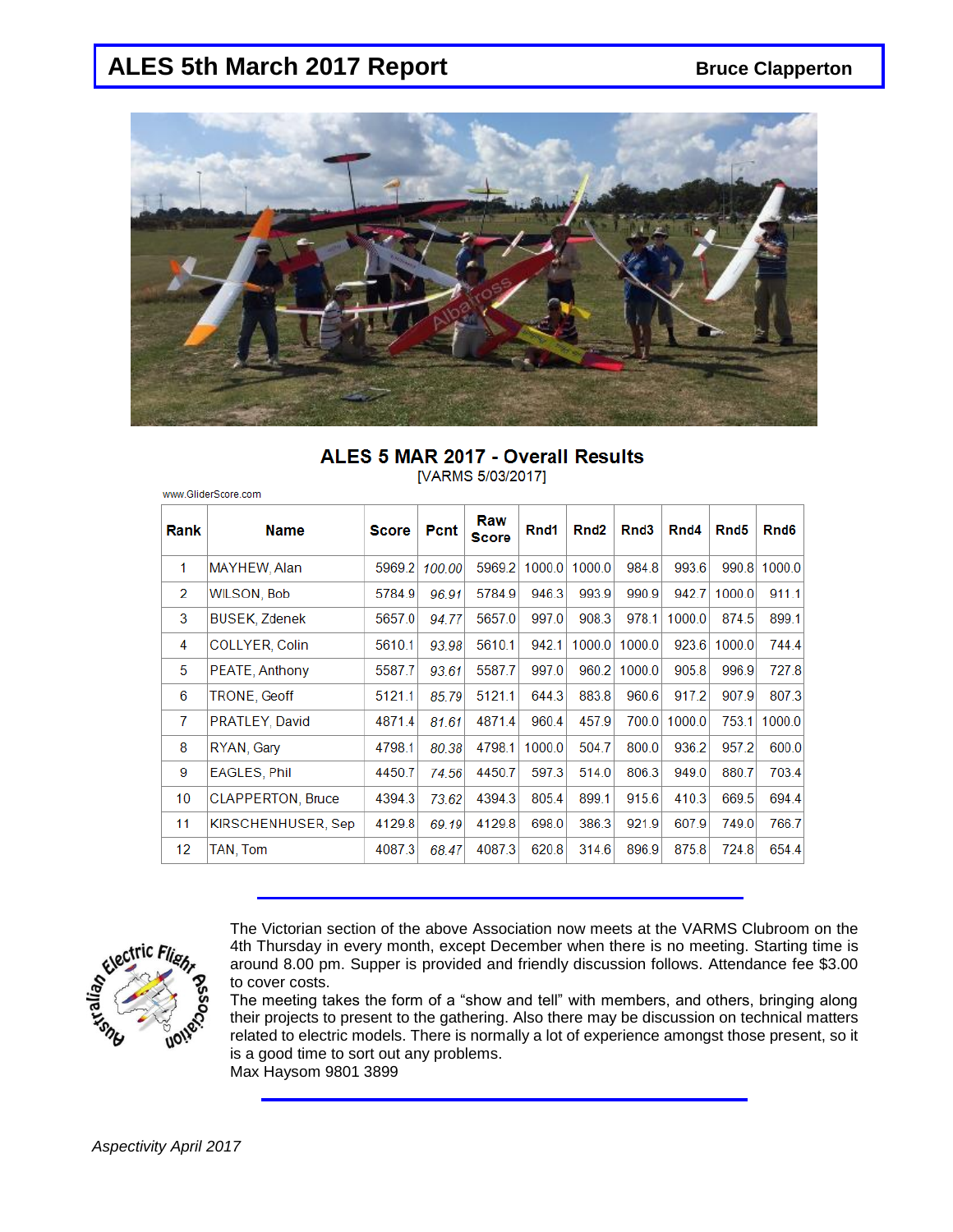# ALES 5th March 2017 Report

**Bruce Clapperton**

## ALES 5 MAR 2017 - Overall Results

[VARMS 5/03/2017]

www.GliderScore.com

| Rank | Name | Score | Pcnt | Raw Score | Rnd1 | Rnd2 | Rnd3 | Rnd4 | Rnd5 | Rnd6 |
|---|---|---|---|---|---|---|---|---|---|---|
| 1 | MAYHEW, Alan | 5969.2 | *100.00* | 5969.2 | 1000.0 | 1000.0 | 984.8 | 993.6 | 990.8 | 1000.0 |
| 2 | WILSON, Bob | 5784.9 | *96.91* | 5784.9 | 946.3 | 993.9 | 990.9 | 942.7 | 1000.0 | 911.1 |
| 3 | BUSEK, Zdenek | 5657.0 | *94.77* | 5657.0 | 997.0 | 908.3 | 978.1 | 1000.0 | 874.5 | 899.1 |
| 4 | COLLYER, Colin | 5610.1 | *93.98* | 5610.1 | 942.1 | 1000.0 | 1000.0 | 923.6 | 1000.0 | 744.4 |
| 5 | PEATE, Anthony | 5587.7 | *93.61* | 5587.7 | 997.0 | 960.2 | 1000.0 | 905.8 | 996.9 | 727.8 |
| 6 | TRONE, Geoff | 5121.1 | *85.79* | 5121.1 | 644.3 | 883.8 | 960.6 | 917.2 | 907.9 | 807.3 |
| 7 | PRATLEY, David | 4871.4 | *81.61* | 4871.4 | 960.4 | 457.9 | 700.0 | 1000.0 | 753.1 | 1000.0 |
| 8 | RYAN, Gary | 4798.1 | *80.38* | 4798.1 | 1000.0 | 504.7 | 800.0 | 936.2 | 957.2 | 600.0 |
| 9 | EAGLES, Phil | 4450.7 | *74.56* | 4450.7 | 597.3 | 514.0 | 806.3 | 949.0 | 880.7 | 703.4 |
| 10 | CLAPPERTON, Bruce | 4394.3 | *73.62* | 4394.3 | 805.4 | 899.1 | 915.6 | 410.3 | 669.5 | 694.4 |
| 11 | KIRSCHENHUSER, Sep | 4129.8 | *69.19* | 4129.8 | 698.0 | 386.3 | 921.9 | 607.9 | 749.0 | 766.7 |
| 12 | TAN, Tom | 4087.3 | *68.47* | 4087.3 | 620.8 | 314.6 | 896.9 | 875.8 | 724.8 | 654.4 |

---

The Victorian section of the above Association now meets at the VARMS Clubroom on the 4th Thursday in every month, except December when there is no meeting. Starting time is around 8.00 pm. Supper is provided and friendly discussion follows. Attendance fee $3.00 to cover costs.

The meeting takes the form of a "show and tell" with members, and others, bringing along their projects to present to the gathering. Also there may be discussion on technical matters related to electric models. There is normally a lot of experience amongst those present, so it is a good time to sort out any problems.

Max Haysom 9801 3899

---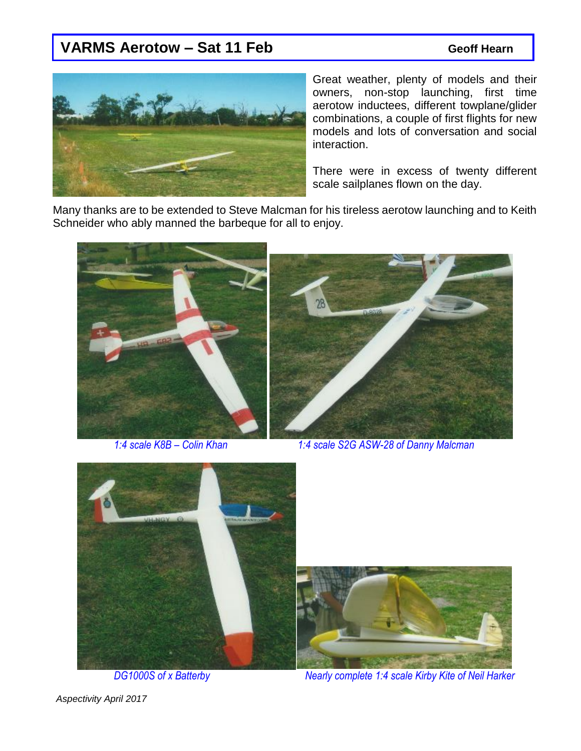# VARMS Aerotow – Sat 11 Feb

**Geoff Hearn**

Great weather, plenty of models and their owners, non-stop launching, first time aerotow inductees, different towplane/glider combinations, a couple of first flights for new models and lots of conversation and social interaction.

There were in excess of twenty different scale sailplanes flown on the day.

Many thanks are to be extended to Steve Malcman for his tireless aerotow launching and to Keith Schneider who ably manned the barbeque for all to enjoy.

*1:4 scale K8B – Colin Khan*

*1:4 scale S2G ASW-28 of Danny Malcman*

*DG1000S of x Batterby*

*Nearly complete 1:4 scale Kirby Kite of Neil Harker*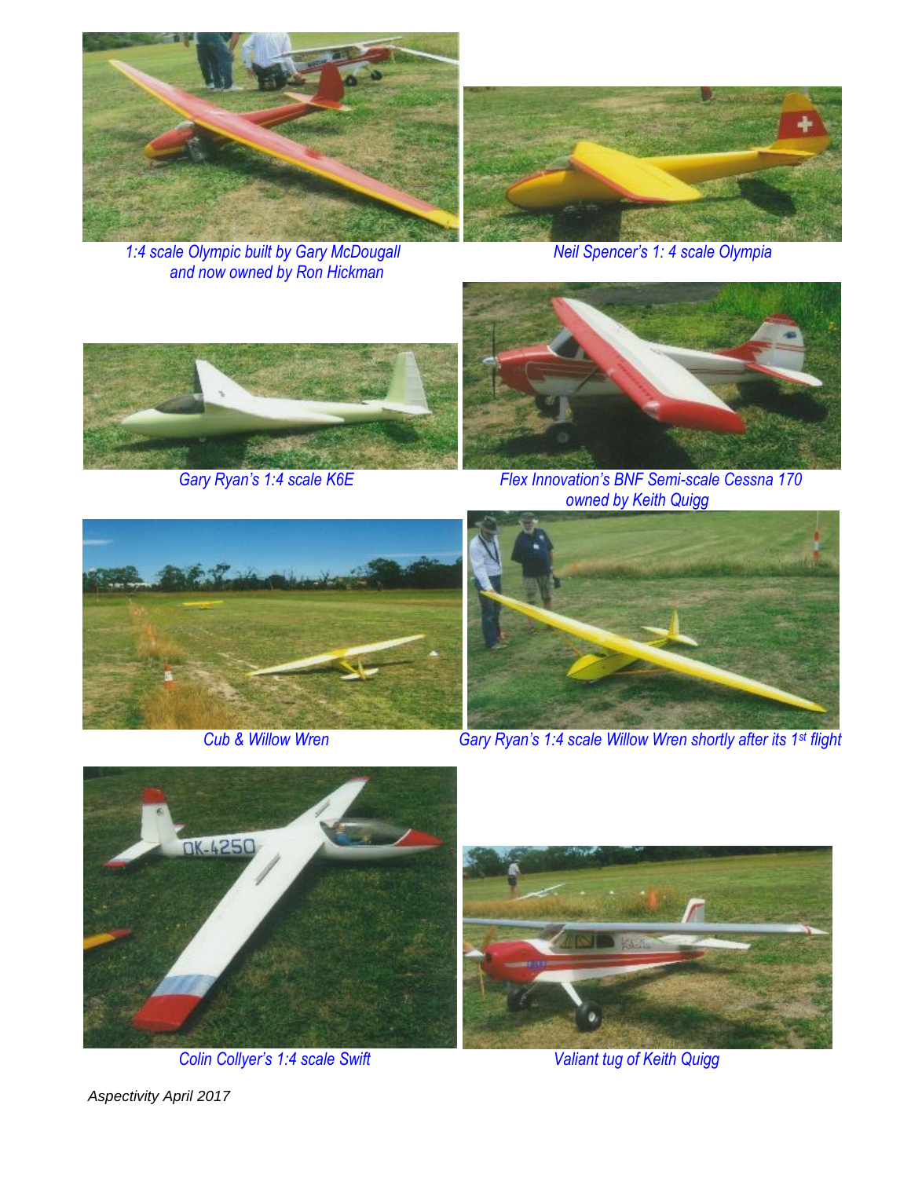*1:4 scale Olympic built by Gary McDougall and now owned by Ron Hickman*

*Neil Spencer's 1: 4 scale Olympia*

*Gary Ryan's 1:4 scale K6E*

*Flex Innovation's BNF Semi-scale Cessna 170 owned by Keith Quigg*

*Cub & Willow Wren*

*Gary Ryan's 1:4 scale Willow Wren shortly after its 1st flight*

*Colin Collyer's 1:4 scale Swift*

*Valiant tug of Keith Quigg*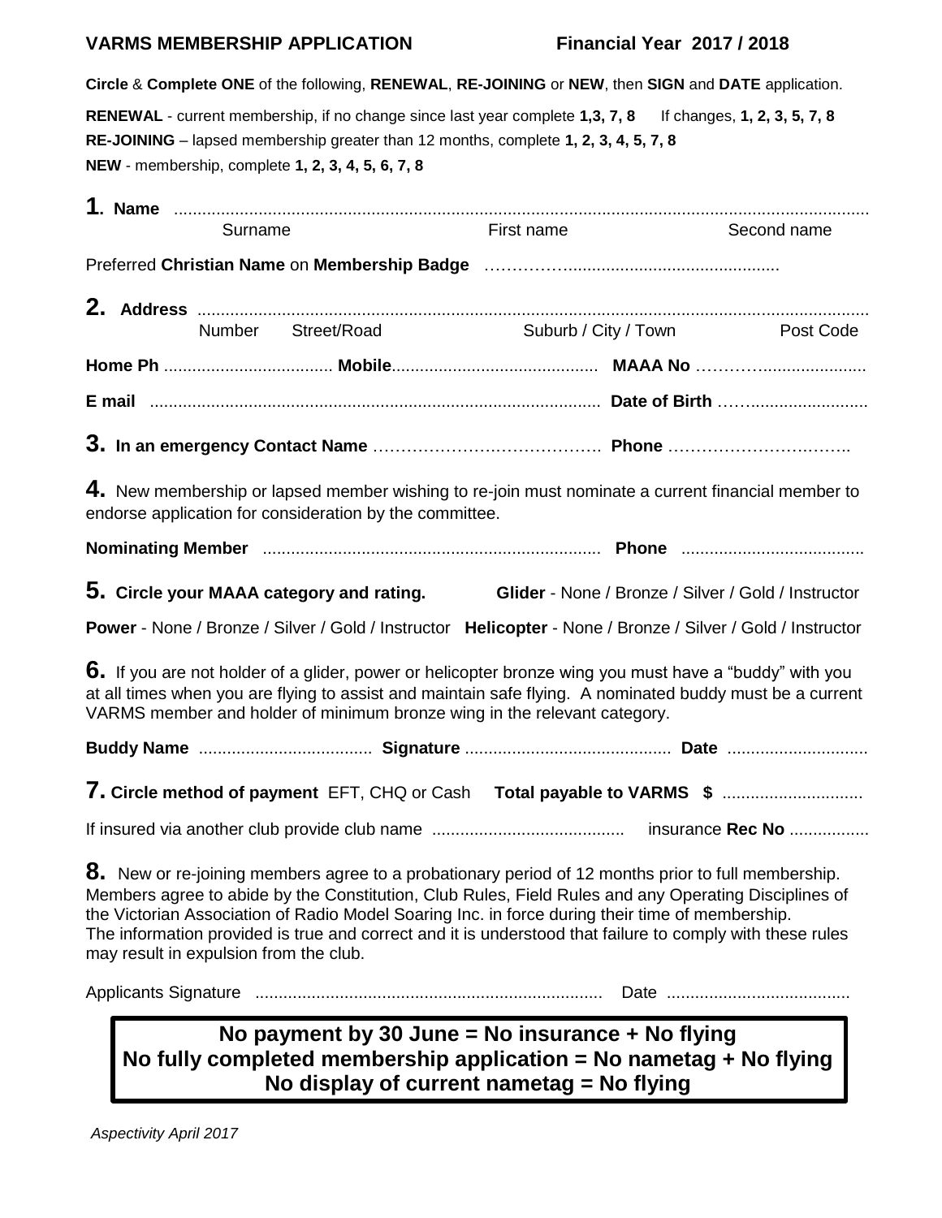**VARMS MEMBERSHIP APPLICATION** **Financial Year 2017 / 2018**

**Circle** & **Complete ONE** of the following, **RENEWAL**, **RE-JOINING** or **NEW**, then **SIGN** and **DATE** application.

**RENEWAL** - current membership, if no change since last year complete **1,3, 7, 8** If changes, **1, 2, 3, 5, 7, 8**
**RE-JOINING** – lapsed membership greater than 12 months, complete **1, 2, 3, 4, 5, 7, 8**
**NEW** - membership, complete **1, 2, 3, 4, 5, 6, 7, 8**

**1. Name** ..........................................................................................................................................
Surname First name Second name

Preferred **Christian Name** on **Membership Badge** ……………...........................................

**2. Address** ..........................................................................................................................................
Number Street/Road Suburb / City / Town Post Code

**Home Ph** .................................. **Mobile**........................................... **MAAA No** ………….......................

**E mail** ................................................................................................. **Date of Birth** …….........................

**3. In an emergency Contact Name** ……………………………………. **Phone** ……………………….……..

**4.** New membership or lapsed member wishing to re-join must nominate a current financial member to endorse application for consideration by the committee.

**Nominating Member** ........................................................................ **Phone** .......................................

**5. Circle your MAAA category and rating.** **Glider** - None / Bronze / Silver / Gold / Instructor

**Power** - None / Bronze / Silver / Gold / Instructor **Helicopter** - None / Bronze / Silver / Gold / Instructor

**6.** If you are not holder of a glider, power or helicopter bronze wing you must have a "buddy" with you at all times when you are flying to assist and maintain safe flying. A nominated buddy must be a current VARMS member and holder of minimum bronze wing in the relevant category.

**Buddy Name** .................................... **Signature** ........................................... **Date** .............................

**7. Circle method of payment** EFT, CHQ or Cash **Total payable to VARMS $** .............................

If insured via another club provide club name ......................................... insurance **Rec No** .................

**8.** New or re-joining members agree to a probationary period of 12 months prior to full membership. Members agree to abide by the Constitution, Club Rules, Field Rules and any Operating Disciplines of the Victorian Association of Radio Model Soaring Inc. in force during their time of membership.
The information provided is true and correct and it is understood that failure to comply with these rules may result in expulsion from the club.

Applicants Signature .......................................................................... Date .......................................

**No payment by 30 June = No insurance + No flying**
**No fully completed membership application = No nametag + No flying**
**No display of current nametag = No flying**

*Aspectivity April 2017*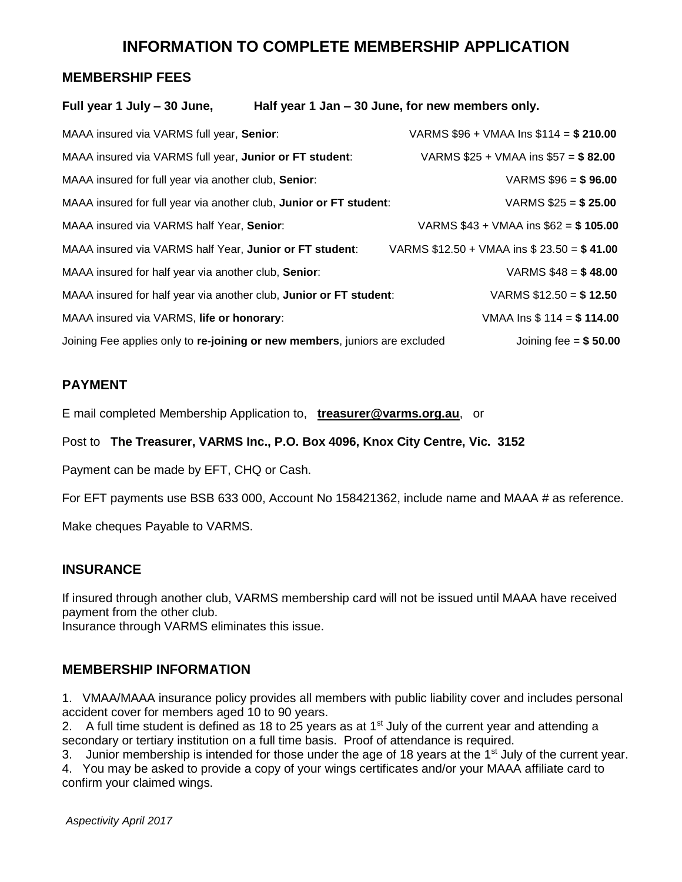# INFORMATION TO COMPLETE MEMBERSHIP APPLICATION

## MEMBERSHIP FEES

**Full year 1 July – 30 June, Half year 1 Jan – 30 June, for new members only.**

| | |
|---|---|
| MAAA insured via VARMS full year, **Senior**: | VARMS $96 + VMAA Ins $114 = **$ 210.00** |
| MAAA insured via VARMS full year, **Junior or FT student**: | VARMS $25 + VMAA ins $57 = **$ 82.00** |
| MAAA insured for full year via another club, **Senior**: | VARMS $96 = **$ 96.00** |
| MAAA insured for full year via another club, **Junior or FT student**: | VARMS $25 = **$ 25.00** |
| MAAA insured via VARMS half Year, **Senior**: | VARMS $43 + VMAA ins $62 = **$ 105.00** |
| MAAA insured via VARMS half Year, **Junior or FT student**: | VARMS $12.50 + VMAA ins $ 23.50 = **$ 41.00** |
| MAAA insured for half year via another club, **Senior**: | VARMS $48 = **$ 48.00** |
| MAAA insured for half year via another club, **Junior or FT student**: | VARMS $12.50 = **$ 12.50** |
| MAAA insured via VARMS, **life or honorary**: | VMAA Ins $ 114 = **$ 114.00** |
| Joining Fee applies only to **re-joining or new members**, juniors are excluded | Joining fee = **$ 50.00** |

## PAYMENT

E mail completed Membership Application to, **treasurer@varms.org.au**, or

Post to **The Treasurer, VARMS Inc., P.O. Box 4096, Knox City Centre, Vic. 3152**

Payment can be made by EFT, CHQ or Cash.

For EFT payments use BSB 633 000, Account No 158421362, include name and MAAA # as reference.

Make cheques Payable to VARMS.

## INSURANCE

If insured through another club, VARMS membership card will not be issued until MAAA have received payment from the other club.
Insurance through VARMS eliminates this issue.

## MEMBERSHIP INFORMATION

1. VMAA/MAAA insurance policy provides all members with public liability cover and includes personal accident cover for members aged 10 to 90 years.
2. A full time student is defined as 18 to 25 years as at 1st July of the current year and attending a secondary or tertiary institution on a full time basis. Proof of attendance is required.
3. Junior membership is intended for those under the age of 18 years at the 1st July of the current year.
4. You may be asked to provide a copy of your wings certificates and/or your MAAA affiliate card to confirm your claimed wings.

*Aspectivity April 2017*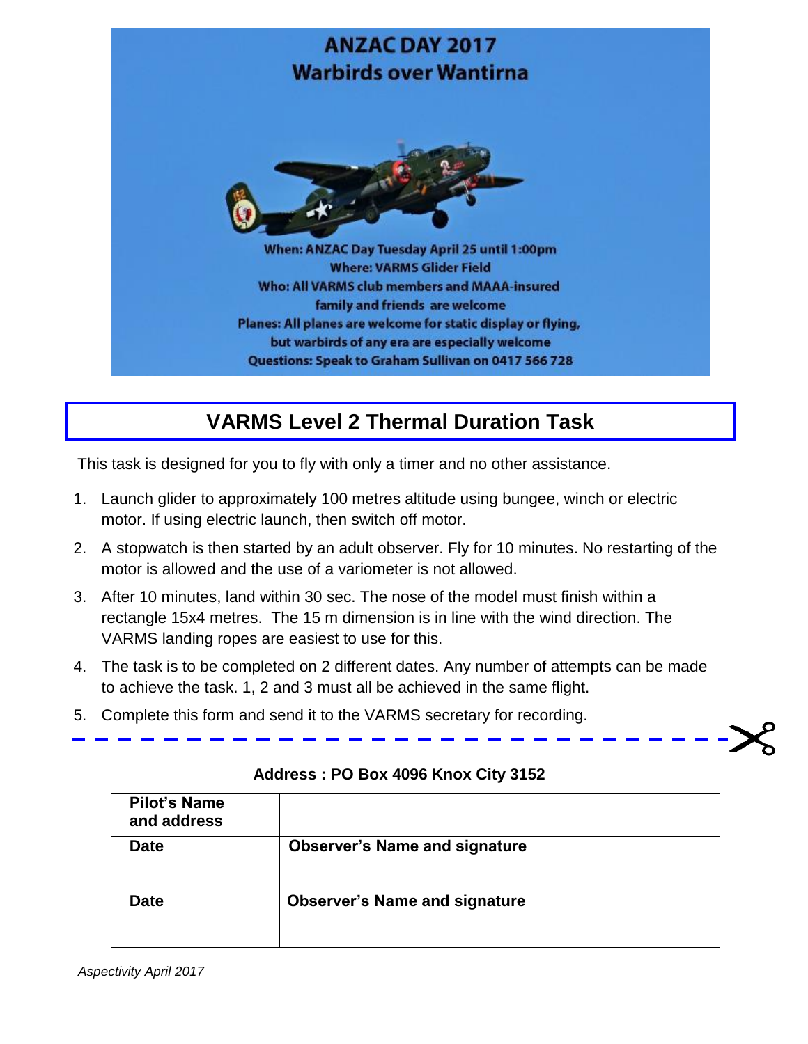## ANZAC DAY 2017
## Warbirds over Wantirna

When: ANZAC Day Tuesday April 25 until 1:00pm
Where: VARMS Glider Field
Who: All VARMS club members and MAAA-insured family and friends are welcome
Planes: All planes are welcome for static display or flying, but warbirds of any era are especially welcome
Questions: Speak to Graham Sullivan on 0417 566 728

# VARMS Level 2 Thermal Duration Task

This task is designed for you to fly with only a timer and no other assistance.

1. Launch glider to approximately 100 metres altitude using bungee, winch or electric motor. If using electric launch, then switch off motor.
2. A stopwatch is then started by an adult observer. Fly for 10 minutes. No restarting of the motor is allowed and the use of a variometer is not allowed.
3. After 10 minutes, land within 30 sec. The nose of the model must finish within a rectangle 15x4 metres. The 15 m dimension is in line with the wind direction. The VARMS landing ropes are easiest to use for this.
4. The task is to be completed on 2 different dates. Any number of attempts can be made to achieve the task. 1, 2 and 3 must all be achieved in the same flight.
5. Complete this form and send it to the VARMS secretary for recording.

**Address : PO Box 4096 Knox City 3152**

| **Pilot's Name and address** | |
|---|---|
| **Date** | **Observer's Name and signature** |
| **Date** | **Observer's Name and signature** |

*Aspectivity April 2017*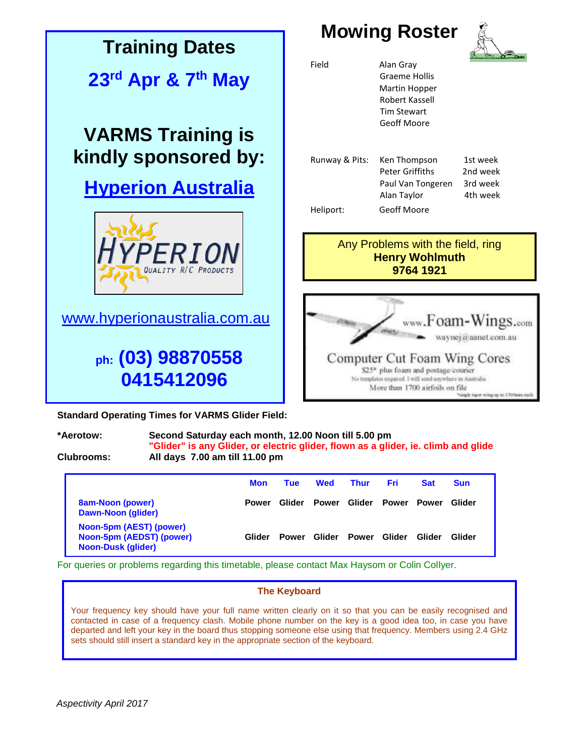## Training Dates

**23rd Apr & 7th May**

**VARMS Training is kindly sponsored by:**

**Hyperion Australia**

HYPERION
QUALITY R/C PRODUCTS

www.hyperionaustralia.com.au

**ph: (03) 98870558**
**0415412096**

## Mowing Roster

| | | |
|---|---|---|
| Field | Alan Gray | |
| | Graeme Hollis | |
| | Martin Hopper | |
| | Robert Kassell | |
| | Tim Stewart | |
| | Geoff Moore | |
| Runway & Pits: | Ken Thompson | 1st week |
| | Peter Griffiths | 2nd week |
| | Paul Van Tongeren | 3rd week |
| | Alan Taylor | 4th week |
| Heliport: | Geoff Moore | |

Any Problems with the field, ring
**Henry Wohlmuth**
**9764 1921**

www.Foam-Wings.com
waynej@aanet.com.au

Computer Cut Foam Wing Cores
$25* plus foam and postage/courier
No templates required. I will send anywhere in Australia
More than 1700 airfoils on file
*single taper wing up to 1500mm each

**Standard Operating Times for VARMS Glider Field:**

**\*Aerotow:** **Second Saturday each month, 12.00 Noon till 5.00 pm**
**"Glider" is any Glider, or electric glider, flown as a glider, ie. climb and glide**

**Clubrooms:** **All days 7.00 am till 11.00 pm**

| | Mon | Tue | Wed | Thur | Fri | Sat | Sun |
|---|---|---|---|---|---|---|---|
| **8am-Noon (power)**<br>**Dawn-Noon (glider)** | Power | Glider | Power | Glider | Power | Power | Glider |
| **Noon-5pm (AEST) (power)**<br>**Noon-5pm (AEDST) (power)**<br>**Noon-Dusk (glider)** | Glider | Power | Glider | Power | Glider | Glider | Glider |

For queries or problems regarding this timetable, please contact Max Haysom or Colin Collyer.

### The Keyboard

Your frequency key should have your full name written clearly on it so that you can be easily recognised and contacted in case of a frequency clash. Mobile phone number on the key is a good idea too, in case you have departed and left your key in the board thus stopping someone else using that frequency. Members using 2.4 GHz sets should still insert a standard key in the appropriate section of the keyboard.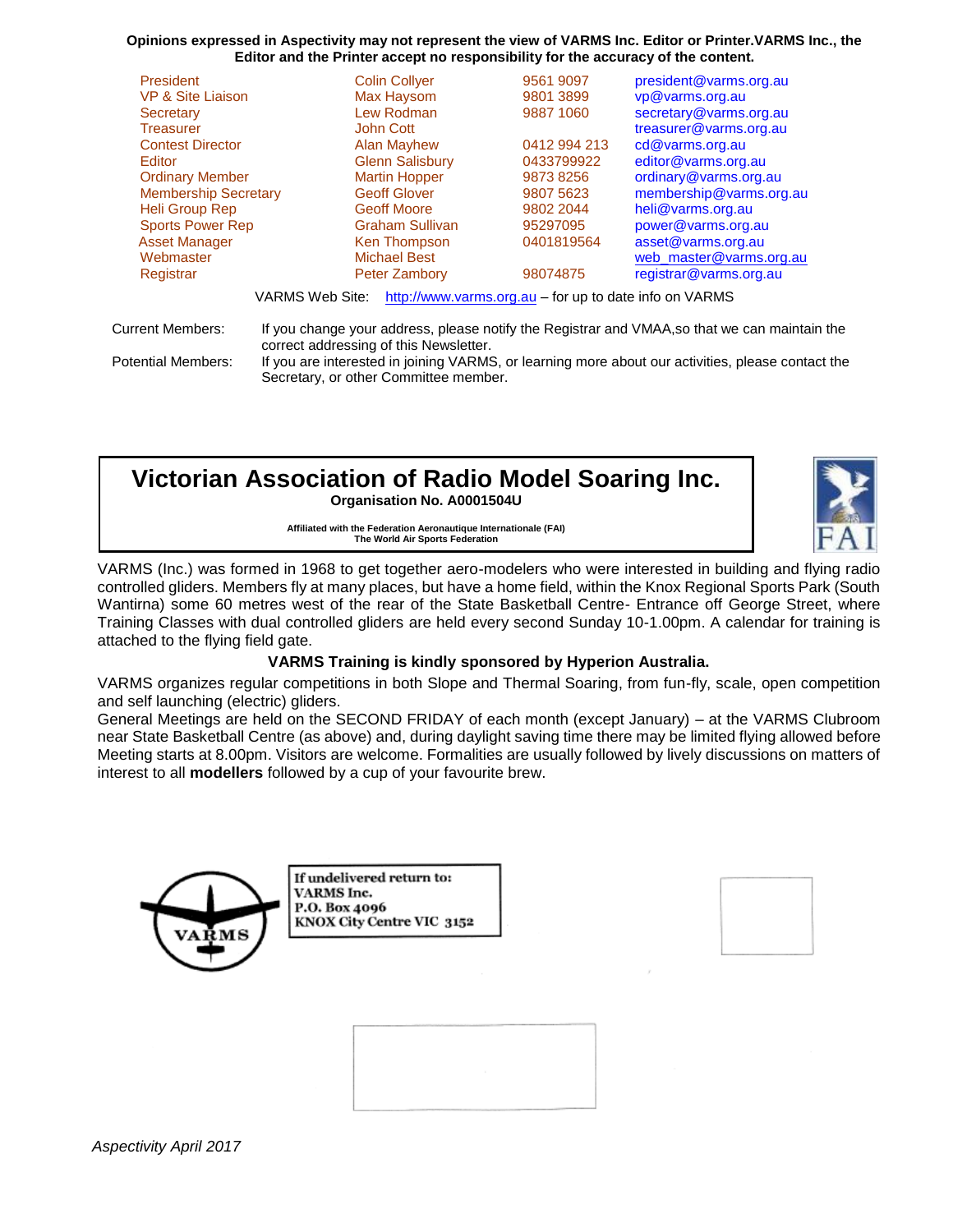**Opinions expressed in Aspectivity may not represent the view of VARMS Inc. Editor or Printer.VARMS Inc., the Editor and the Printer accept no responsibility for the accuracy of the content.**

| | | | |
|---|---|---|---|
| President | Colin Collyer | 9561 9097 | president@varms.org.au |
| VP & Site Liaison | Max Haysom | 9801 3899 | vp@varms.org.au |
| Secretary | Lew Rodman | 9887 1060 | secretary@varms.org.au |
| Treasurer | John Cott | | treasurer@varms.org.au |
| Contest Director | Alan Mayhew | 0412 994 213 | cd@varms.org.au |
| Editor | Glenn Salisbury | 0433799922 | editor@varms.org.au |
| Ordinary Member | Martin Hopper | 9873 8256 | ordinary@varms.org.au |
| Membership Secretary | Geoff Glover | 9807 5623 | membership@varms.org.au |
| Heli Group Rep | Geoff Moore | 9802 2044 | heli@varms.org.au |
| Sports Power Rep | Graham Sullivan | 95297095 | power@varms.org.au |
| Asset Manager | Ken Thompson | 0401819564 | asset@varms.org.au |
| Webmaster | Michael Best | | web_master@varms.org.au |
| Registrar | Peter Zambory | 98074875 | registrar@varms.org.au |

VARMS Web Site: http://www.varms.org.au – for up to date info on VARMS

Current Members: If you change your address, please notify the Registrar and VMAA,so that we can maintain the correct addressing of this Newsletter.

Potential Members: If you are interested in joining VARMS, or learning more about our activities, please contact the Secretary, or other Committee member.

# Victorian Association of Radio Model Soaring Inc.

**Organisation No. A0001504U**

**Affiliated with the Federation Aeronautique Internationale (FAI)**
**The World Air Sports Federation**

VARMS (Inc.) was formed in 1968 to get together aero-modelers who were interested in building and flying radio controlled gliders. Members fly at many places, but have a home field, within the Knox Regional Sports Park (South Wantirna) some 60 metres west of the rear of the State Basketball Centre- Entrance off George Street, where Training Classes with dual controlled gliders are held every second Sunday 10-1.00pm. A calendar for training is attached to the flying field gate.

**VARMS Training is kindly sponsored by Hyperion Australia.**

VARMS organizes regular competitions in both Slope and Thermal Soaring, from fun-fly, scale, open competition and self launching (electric) gliders.

General Meetings are held on the SECOND FRIDAY of each month (except January) – at the VARMS Clubroom near State Basketball Centre (as above) and, during daylight saving time there may be limited flying allowed before Meeting starts at 8.00pm. Visitors are welcome. Formalities are usually followed by lively discussions on matters of interest to all **modellers** followed by a cup of your favourite brew.

VARMS

**If undelivered return to:**
**VARMS Inc.**
**P.O. Box 4096**
**KNOX City Centre VIC 3152**

*Aspectivity April 2017*